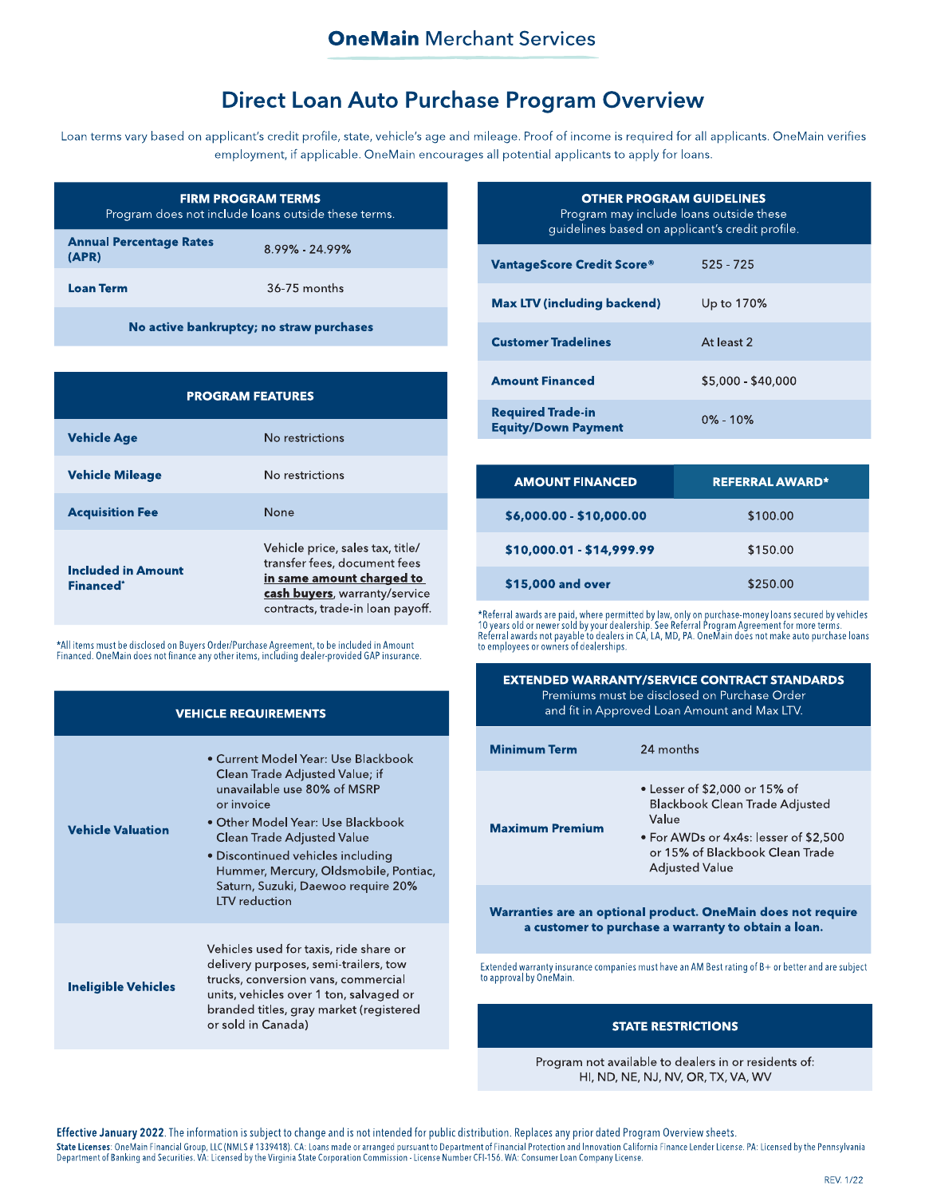OneMain Merchant Services

# Direct Loan Auto Purchase Program Overview

Loan terms vary based on applicant's credit profile, state, vehicle's age and mileage. Proof of income is required for all applicants. OneMain verifies employment, if applicable. OneMain encourages all potential applicants to apply for loans.

| FIRM PROGRAM TERMS<br>Program does not include loans outside these terms. | |
|---|---|
| **Annual Percentage Rates (APR)** | 8.99% - 24.99% |
| **Loan Term** | 36-75 months |
| **No active bankruptcy; no straw purchases** | |

| PROGRAM FEATURES | |
|---|---|
| **Vehicle Age** | No restrictions |
| **Vehicle Mileage** | No restrictions |
| **Acquisition Fee** | None |
| **Included in Amount Financed*** | Vehicle price, sales tax, title/transfer fees, document fees ***in same amount charged to cash buyers***, warranty/service contracts, trade-in loan payoff. |

*All items must be disclosed on Buyers Order/Purchase Agreement, to be included in Amount Financed. OneMain does not finance any other items, including dealer-provided GAP insurance.

| VEHICLE REQUIREMENTS | |
|---|---|
| **Vehicle Valuation** | • Current Model Year: Use Blackbook Clean Trade Adjusted Value; if unavailable use 80% of MSRP or invoice<br>• Other Model Year: Use Blackbook Clean Trade Adjusted Value<br>• Discontinued vehicles including Hummer, Mercury, Oldsmobile, Pontiac, Saturn, Suzuki, Daewoo require 20% LTV reduction |
| **Ineligible Vehicles** | Vehicles used for taxis, ride share or delivery purposes, semi-trailers, tow trucks, conversion vans, commercial units, vehicles over 1 ton, salvaged or branded titles, gray market (registered or sold in Canada) |

| OTHER PROGRAM GUIDELINES<br>Program may include loans outside these guidelines based on applicant's credit profile. | |
|---|---|
| **VantageScore Credit Score®** | 525 - 725 |
| **Max LTV (including backend)** | Up to 170% |
| **Customer Tradelines** | At least 2 |
| **Amount Financed** | $5,000 - $40,000 |
| **Required Trade-in Equity/Down Payment** | 0% - 10% |

| AMOUNT FINANCED | REFERRAL AWARD* |
|---|---|
| **$6,000.00 - $10,000.00** | $100.00 |
| **$10,000.01 - $14,999.99** | $150.00 |
| **$15,000 and over** | $250.00 |

*Referral awards are paid, where permitted by law, only on purchase-money loans secured by vehicles 10 years old or newer sold by your dealership. See Referral Program Agreement for more terms. Referral awards not payable to dealers in CA, LA, MD, PA. OneMain does not make auto purchase loans to employees or owners of dealerships.

| EXTENDED WARRANTY/SERVICE CONTRACT STANDARDS<br>Premiums must be disclosed on Purchase Order and fit in Approved Loan Amount and Max LTV. | |
|---|---|
| **Minimum Term** | 24 months |
| **Maximum Premium** | • Lesser of $2,000 or 15% of Blackbook Clean Trade Adjusted Value<br>• For AWDs or 4x4s: lesser of $2,500 or 15% of Blackbook Clean Trade Adjusted Value |
| **Warranties are an optional product. OneMain does not require a customer to purchase a warranty to obtain a loan.** | |

Extended warranty insurance companies must have an AM Best rating of B+ or better and are subject to approval by OneMain.

| STATE RESTRICTIONS |
|---|
| Program not available to dealers in or residents of:<br>HI, ND, NE, NJ, NV, OR, TX, VA, WV |

**Effective January 2022**. The information is subject to change and is not intended for public distribution. Replaces any prior dated Program Overview sheets.

**State Licenses**: OneMain Financial Group, LLC (NMLS # 1339418). CA: Loans made or arranged pursuant to Department of Financial Protection and Innovation California Finance Lender License. PA: Licensed by the Pennsylvania Department of Banking and Securities. VA: Licensed by the Virginia State Corporation Commission - License Number CFI-156. WA: Consumer Loan Company License.

REV. 1/22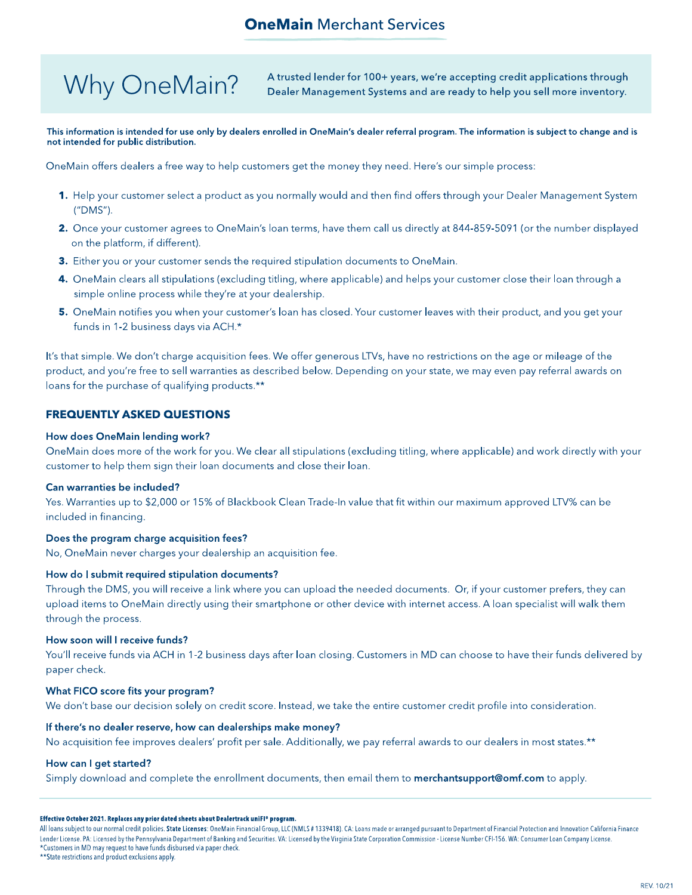# OneMain Merchant Services

## Why OneMain?

A trusted lender for 100+ years, we're accepting credit applications through Dealer Management Systems and are ready to help you sell more inventory.

**This information is intended for use only by dealers enrolled in OneMain's dealer referral program. The information is subject to change and is not intended for public distribution.**

OneMain offers dealers a free way to help customers get the money they need. Here's our simple process:

1. Help your customer select a product as you normally would and then find offers through your Dealer Management System ("DMS").
2. Once your customer agrees to OneMain's loan terms, have them call us directly at 844-859-5091 (or the number displayed on the platform, if different).
3. Either you or your customer sends the required stipulation documents to OneMain.
4. OneMain clears all stipulations (excluding titling, where applicable) and helps your customer close their loan through a simple online process while they're at your dealership.
5. OneMain notifies you when your customer's loan has closed. Your customer leaves with their product, and you get your funds in 1-2 business days via ACH.*

It's that simple. We don't charge acquisition fees. We offer generous LTVs, have no restrictions on the age or mileage of the product, and you're free to sell warranties as described below. Depending on your state, we may even pay referral awards on loans for the purchase of qualifying products.**

## FREQUENTLY ASKED QUESTIONS

**How does OneMain lending work?**
OneMain does more of the work for you. We clear all stipulations (excluding titling, where applicable) and work directly with your customer to help them sign their loan documents and close their loan.

**Can warranties be included?**
Yes. Warranties up to $2,000 or 15% of Blackbook Clean Trade-In value that fit within our maximum approved LTV% can be included in financing.

**Does the program charge acquisition fees?**
No, OneMain never charges your dealership an acquisition fee.

**How do I submit required stipulation documents?**
Through the DMS, you will receive a link where you can upload the needed documents. Or, if your customer prefers, they can upload items to OneMain directly using their smartphone or other device with internet access. A loan specialist will walk them through the process.

**How soon will I receive funds?**
You'll receive funds via ACH in 1-2 business days after loan closing. Customers in MD can choose to have their funds delivered by paper check.

**What FICO score fits your program?**
We don't base our decision solely on credit score. Instead, we take the entire customer credit profile into consideration.

**If there's no dealer reserve, how can dealerships make money?**
No acquisition fee improves dealers' profit per sale. Additionally, we pay referral awards to our dealers in most states.**

**How can I get started?**
Simply download and complete the enrollment documents, then email them to **merchantsupport@omf.com** to apply.

---

**Effective October 2021. Replaces any prior dated sheets about Dealertrack uniFI® program.**

All loans subject to our normal credit policies. **State Licenses**: OneMain Financial Group, LLC (NMLS # 1339418). CA: Loans made or arranged pursuant to Department of Financial Protection and Innovation California Finance Lender License. PA: Licensed by the Pennsylvania Department of Banking and Securities. VA: Licensed by the Virginia State Corporation Commission - License Number CFI-156. WA: Consumer Loan Company License.
*Customers in MD may request to have funds disbursed via paper check.
**State restrictions and product exclusions apply.

REV. 10/21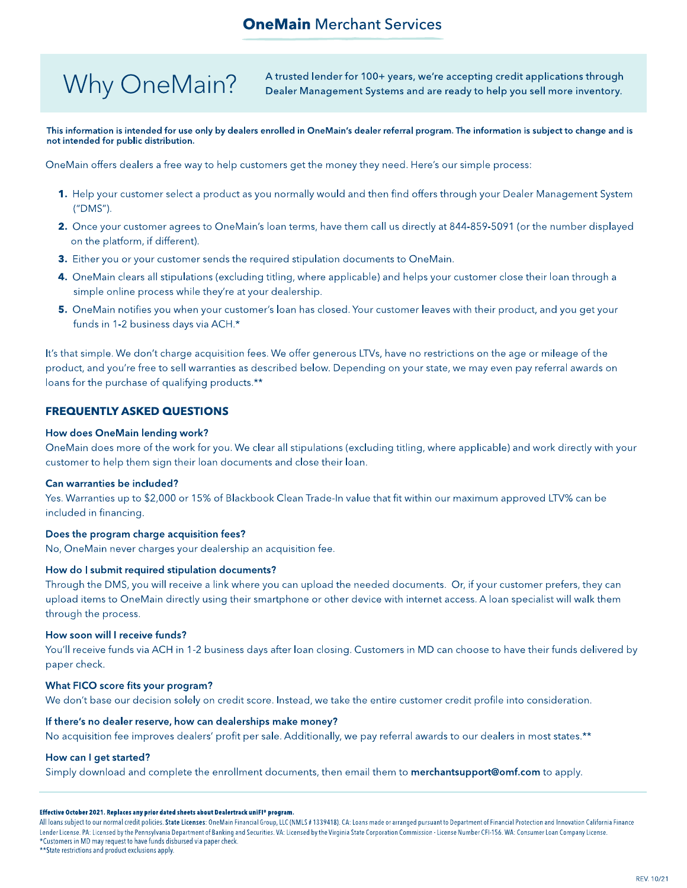# **OneMain** Merchant Services

## Why OneMain?

A trusted lender for 100+ years, we're accepting credit applications through Dealer Management Systems and are ready to help you sell more inventory.

**This information is intended for use only by dealers enrolled in OneMain's dealer referral program. The information is subject to change and is not intended for public distribution.**

OneMain offers dealers a free way to help customers get the money they need. Here's our simple process:

1. Help your customer select a product as you normally would and then find offers through your Dealer Management System ("DMS").
2. Once your customer agrees to OneMain's loan terms, have them call us directly at 844-859-5091 (or the number displayed on the platform, if different).
3. Either you or your customer sends the required stipulation documents to OneMain.
4. OneMain clears all stipulations (excluding titling, where applicable) and helps your customer close their loan through a simple online process while they're at your dealership.
5. OneMain notifies you when your customer's loan has closed. Your customer leaves with their product, and you get your funds in 1-2 business days via ACH.*

It's that simple. We don't charge acquisition fees. We offer generous LTVs, have no restrictions on the age or mileage of the product, and you're free to sell warranties as described below. Depending on your state, we may even pay referral awards on loans for the purchase of qualifying products.**

## FREQUENTLY ASKED QUESTIONS

**How does OneMain lending work?**
OneMain does more of the work for you. We clear all stipulations (excluding titling, where applicable) and work directly with your customer to help them sign their loan documents and close their loan.

**Can warranties be included?**
Yes. Warranties up to $2,000 or 15% of Blackbook Clean Trade-In value that fit within our maximum approved LTV% can be included in financing.

**Does the program charge acquisition fees?**
No, OneMain never charges your dealership an acquisition fee.

**How do I submit required stipulation documents?**
Through the DMS, you will receive a link where you can upload the needed documents. Or, if your customer prefers, they can upload items to OneMain directly using their smartphone or other device with internet access. A loan specialist will walk them through the process.

**How soon will I receive funds?**
You'll receive funds via ACH in 1-2 business days after loan closing. Customers in MD can choose to have their funds delivered by paper check.

**What FICO score fits your program?**
We don't base our decision solely on credit score. Instead, we take the entire customer credit profile into consideration.

**If there's no dealer reserve, how can dealerships make money?**
No acquisition fee improves dealers' profit per sale. Additionally, we pay referral awards to our dealers in most states.**

**How can I get started?**
Simply download and complete the enrollment documents, then email them to **merchantsupport@omf.com** to apply.

---

**Effective October 2021. Replaces any prior dated sheets about Dealertrack uniFI® program.**

All loans subject to our normal credit policies. **State Licenses**: OneMain Financial Group, LLC (NMLS # 1339418). CA: Loans made or arranged pursuant to Department of Financial Protection and Innovation California Finance Lender License. PA: Licensed by the Pennsylvania Department of Banking and Securities. VA: Licensed by the Virginia State Corporation Commission - License Number CFI-156. WA: Consumer Loan Company License.
*Customers in MD may request to have funds disbursed via paper check.
**State restrictions and product exclusions apply.

REV. 10/21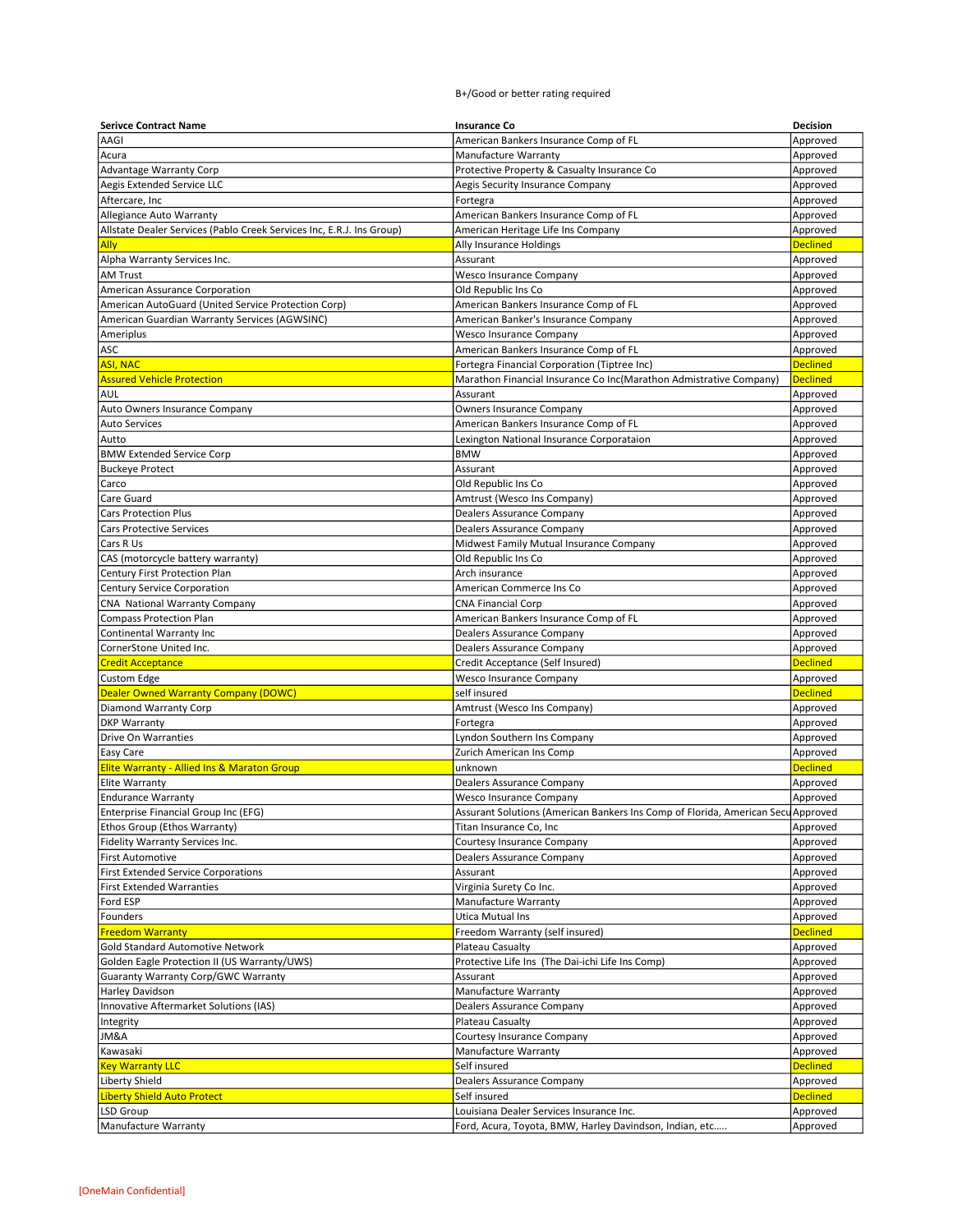B+/Good or better rating required

| Serivce Contract Name | Insurance Co | Decision |
|---|---|---|
| AAGI | American Bankers Insurance Comp of FL | Approved |
| Acura | Manufacture Warranty | Approved |
| Advantage Warranty Corp | Protective Property & Casualty Insurance Co | Approved |
| Aegis Extended Service LLC | Aegis Security Insurance Company | Approved |
| Aftercare, Inc | Fortegra | Approved |
| Allegiance Auto Warranty | American Bankers Insurance Comp of FL | Approved |
| Allstate Dealer Services (Pablo Creek Services Inc, E.R.J. Ins Group) | American Heritage Life Ins Company | Approved |
| Ally | Ally Insurance Holdings | Declined |
| Alpha Warranty Services Inc. | Assurant | Approved |
| AM Trust | Wesco Insurance Company | Approved |
| American Assurance Corporation | Old Republic Ins Co | Approved |
| American AutoGuard (United Service Protection Corp) | American Bankers Insurance Comp of FL | Approved |
| American Guardian Warranty Services (AGWSINC) | American Banker's Insurance Company | Approved |
| Ameriplus | Wesco Insurance Company | Approved |
| ASC | American Bankers Insurance Comp of FL | Approved |
| ASI, NAC | Fortegra Financial Corporation (Tiptree Inc) | Declined |
| Assured Vehicle Protection | Marathon Financial Insurance Co Inc(Marathon Admistrative Company) | Declined |
| AUL | Assurant | Approved |
| Auto Owners Insurance Company | Owners Insurance Company | Approved |
| Auto Services | American Bankers Insurance Comp of FL | Approved |
| Autto | Lexington National Insurance Corporataion | Approved |
| BMW Extended Service Corp | BMW | Approved |
| Buckeye Protect | Assurant | Approved |
| Carco | Old Republic Ins Co | Approved |
| Care Guard | Amtrust (Wesco Ins Company) | Approved |
| Cars Protection Plus | Dealers Assurance Company | Approved |
| Cars Protective Services | Dealers Assurance Company | Approved |
| Cars R Us | Midwest Family Mutual Insurance Company | Approved |
| CAS (motorcycle battery warranty) | Old Republic Ins Co | Approved |
| Century First Protection Plan | Arch insurance | Approved |
| Century Service Corporation | American Commerce Ins Co | Approved |
| CNA National Warranty Company | CNA Financial Corp | Approved |
| Compass Protection Plan | American Bankers Insurance Comp of FL | Approved |
| Continental Warranty Inc | Dealers Assurance Company | Approved |
| CornerStone United Inc. | Dealers Assurance Company | Approved |
| Credit Acceptance | Credit Acceptance (Self Insured) | Declined |
| Custom Edge | Wesco Insurance Company | Approved |
| Dealer Owned Warranty Company (DOWC) | self insured | Declined |
| Diamond Warranty Corp | Amtrust (Wesco Ins Company) | Approved |
| DKP Warranty | Fortegra | Approved |
| Drive On Warranties | Lyndon Southern Ins Company | Approved |
| Easy Care | Zurich American Ins Comp | Approved |
| Elite Warranty - Allied Ins & Maraton Group | unknown | Declined |
| Elite Warranty | Dealers Assurance Company | Approved |
| Endurance Warranty | Wesco Insurance Company | Approved |
| Enterprise Financial Group Inc (EFG) | Assurant Solutions (American Bankers Ins Comp of Florida, American Secu | Approved |
| Ethos Group (Ethos Warranty) | Titan Insurance Co, Inc | Approved |
| Fidelity Warranty Services Inc. | Courtesy Insurance Company | Approved |
| First Automotive | Dealers Assurance Company | Approved |
| First Extended Service Corporations | Assurant | Approved |
| First Extended Warranties | Virginia Surety Co Inc. | Approved |
| Ford ESP | Manufacture Warranty | Approved |
| Founders | Utica Mutual Ins | Approved |
| Freedom Warranty | Freedom Warranty (self insured) | Declined |
| Gold Standard Automotive Network | Plateau Casualty | Approved |
| Golden Eagle Protection II (US Warranty/UWS) | Protective Life Ins (The Dai-ichi Life Ins Comp) | Approved |
| Guaranty Warranty Corp/GWC Warranty | Assurant | Approved |
| Harley Davidson | Manufacture Warranty | Approved |
| Innovative Aftermarket Solutions (IAS) | Dealers Assurance Company | Approved |
| Integrity | Plateau Casualty | Approved |
| JM&A | Courtesy Insurance Company | Approved |
| Kawasaki | Manufacture Warranty | Approved |
| Key Warranty LLC | Self insured | Declined |
| Liberty Shield | Dealers Assurance Company | Approved |
| Liberty Shield Auto Protect | Self insured | Declined |
| LSD Group | Louisiana Dealer Services Insurance Inc. | Approved |
| Manufacture Warranty | Ford, Acura, Toyota, BMW, Harley Davindson, Indian, etc….. | Approved |

[OneMain Confidential]